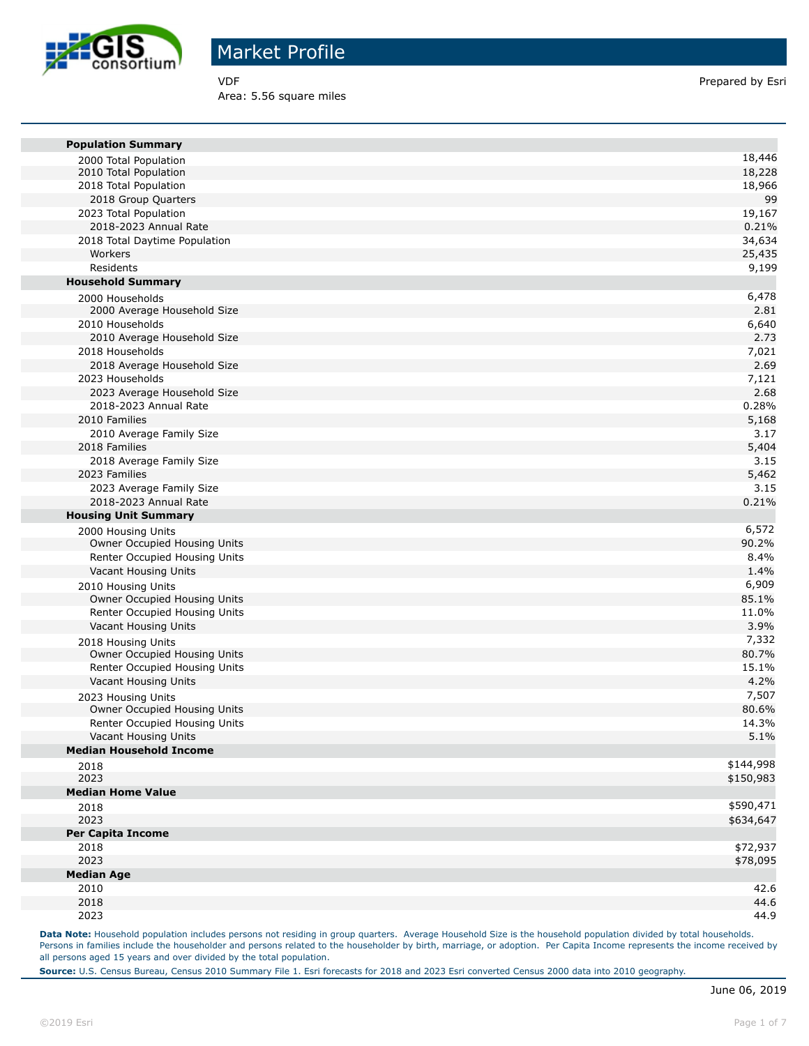# Market Profile

VDF
Area: 5.56 square miles

Prepared by Esri

| | |
|---|---|
| **Population Summary** | |
| 2000 Total Population | 18,446 |
| 2010 Total Population | 18,228 |
| 2018 Total Population | 18,966 |
| 2018 Group Quarters | 99 |
| 2023 Total Population | 19,167 |
| 2018-2023 Annual Rate | 0.21% |
| 2018 Total Daytime Population | 34,634 |
| Workers | 25,435 |
| Residents | 9,199 |
| **Household Summary** | |
| 2000 Households | 6,478 |
| 2000 Average Household Size | 2.81 |
| 2010 Households | 6,640 |
| 2010 Average Household Size | 2.73 |
| 2018 Households | 7,021 |
| 2018 Average Household Size | 2.69 |
| 2023 Households | 7,121 |
| 2023 Average Household Size | 2.68 |
| 2018-2023 Annual Rate | 0.28% |
| 2010 Families | 5,168 |
| 2010 Average Family Size | 3.17 |
| 2018 Families | 5,404 |
| 2018 Average Family Size | 3.15 |
| 2023 Families | 5,462 |
| 2023 Average Family Size | 3.15 |
| 2018-2023 Annual Rate | 0.21% |
| **Housing Unit Summary** | |
| 2000 Housing Units | 6,572 |
| Owner Occupied Housing Units | 90.2% |
| Renter Occupied Housing Units | 8.4% |
| Vacant Housing Units | 1.4% |
| 2010 Housing Units | 6,909 |
| Owner Occupied Housing Units | 85.1% |
| Renter Occupied Housing Units | 11.0% |
| Vacant Housing Units | 3.9% |
| 2018 Housing Units | 7,332 |
| Owner Occupied Housing Units | 80.7% |
| Renter Occupied Housing Units | 15.1% |
| Vacant Housing Units | 4.2% |
| 2023 Housing Units | 7,507 |
| Owner Occupied Housing Units | 80.6% |
| Renter Occupied Housing Units | 14.3% |
| Vacant Housing Units | 5.1% |
| **Median Household Income** | |
| 2018 | $144,998 |
| 2023 | $150,983 |
| **Median Home Value** | |
| 2018 | $590,471 |
| 2023 | $634,647 |
| **Per Capita Income** | |
| 2018 | $72,937 |
| 2023 | $78,095 |
| **Median Age** | |
| 2010 | 42.6 |
| 2018 | 44.6 |
| 2023 | 44.9 |

**Data Note:** Household population includes persons not residing in group quarters. Average Household Size is the household population divided by total households. Persons in families include the householder and persons related to the householder by birth, marriage, or adoption. Per Capita Income represents the income received by all persons aged 15 years and over divided by the total population.

**Source:** U.S. Census Bureau, Census 2010 Summary File 1. Esri forecasts for 2018 and 2023 Esri converted Census 2000 data into 2010 geography.

June 06, 2019

©2019 Esri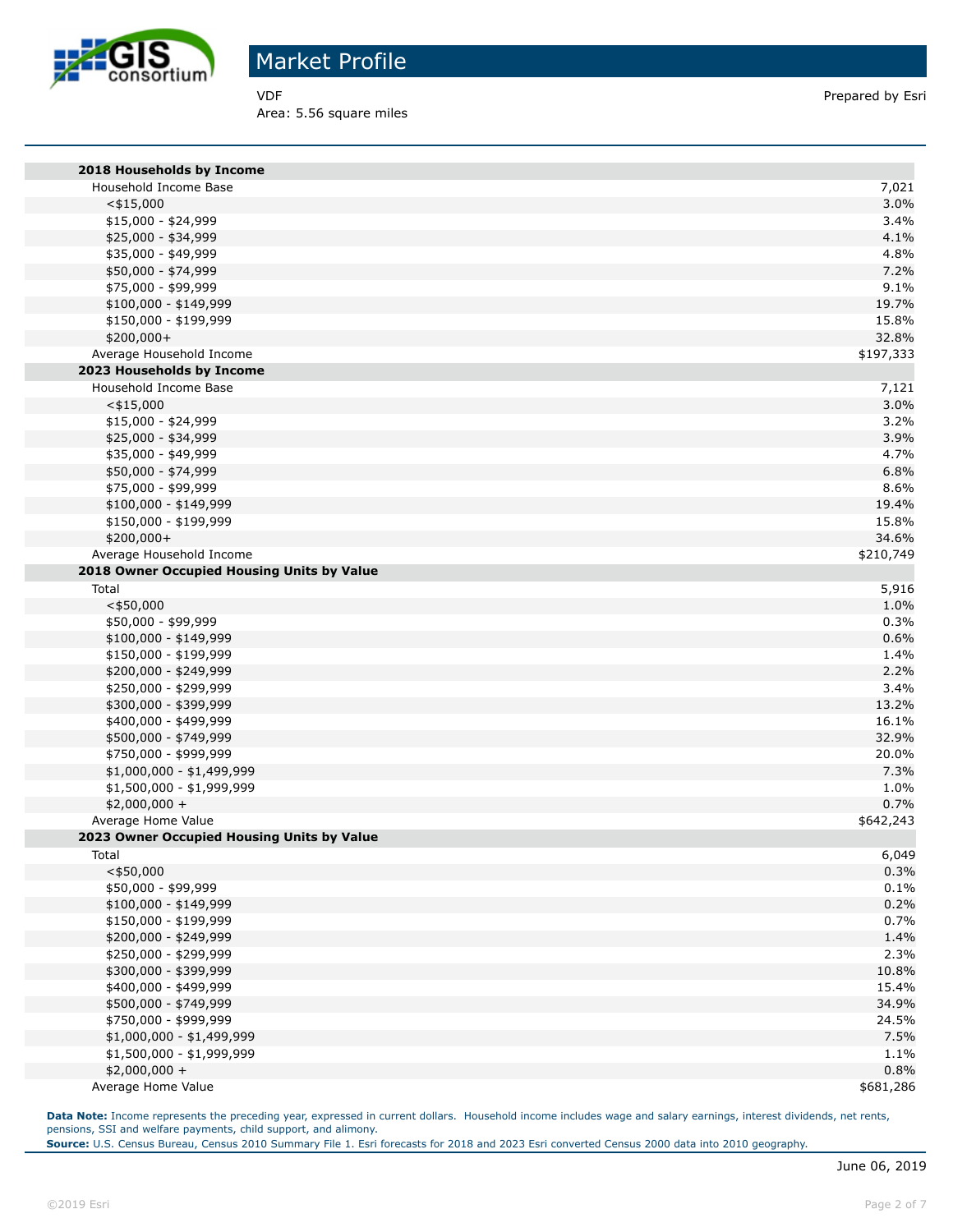# Market Profile

VDF
Area: 5.56 square miles

Prepared by Esri

| **2018 Households by Income** | |
|---|---|
| Household Income Base | 7,021 |
| <$15,000 | 3.0% |
| $15,000 - $24,999 | 3.4% |
| $25,000 - $34,999 | 4.1% |
| $35,000 - $49,999 | 4.8% |
| $50,000 - $74,999 | 7.2% |
| $75,000 - $99,999 | 9.1% |
| $100,000 - $149,999 | 19.7% |
| $150,000 - $199,999 | 15.8% |
| $200,000+ | 32.8% |
| Average Household Income | $197,333 |
| **2023 Households by Income** | |
| Household Income Base | 7,121 |
| <$15,000 | 3.0% |
| $15,000 - $24,999 | 3.2% |
| $25,000 - $34,999 | 3.9% |
| $35,000 - $49,999 | 4.7% |
| $50,000 - $74,999 | 6.8% |
| $75,000 - $99,999 | 8.6% |
| $100,000 - $149,999 | 19.4% |
| $150,000 - $199,999 | 15.8% |
| $200,000+ | 34.6% |
| Average Household Income | $210,749 |
| **2018 Owner Occupied Housing Units by Value** | |
| Total | 5,916 |
| <$50,000 | 1.0% |
| $50,000 - $99,999 | 0.3% |
| $100,000 - $149,999 | 0.6% |
| $150,000 - $199,999 | 1.4% |
| $200,000 - $249,999 | 2.2% |
| $250,000 - $299,999 | 3.4% |
| $300,000 - $399,999 | 13.2% |
| $400,000 - $499,999 | 16.1% |
| $500,000 - $749,999 | 32.9% |
| $750,000 - $999,999 | 20.0% |
| $1,000,000 - $1,499,999 | 7.3% |
| $1,500,000 - $1,999,999 | 1.0% |
| $2,000,000 + | 0.7% |
| Average Home Value | $642,243 |
| **2023 Owner Occupied Housing Units by Value** | |
| Total | 6,049 |
| <$50,000 | 0.3% |
| $50,000 - $99,999 | 0.1% |
| $100,000 - $149,999 | 0.2% |
| $150,000 - $199,999 | 0.7% |
| $200,000 - $249,999 | 1.4% |
| $250,000 - $299,999 | 2.3% |
| $300,000 - $399,999 | 10.8% |
| $400,000 - $499,999 | 15.4% |
| $500,000 - $749,999 | 34.9% |
| $750,000 - $999,999 | 24.5% |
| $1,000,000 - $1,499,999 | 7.5% |
| $1,500,000 - $1,999,999 | 1.1% |
| $2,000,000 + | 0.8% |
| Average Home Value | $681,286 |

**Data Note:** Income represents the preceding year, expressed in current dollars. Household income includes wage and salary earnings, interest dividends, net rents, pensions, SSI and welfare payments, child support, and alimony.
**Source:** U.S. Census Bureau, Census 2010 Summary File 1. Esri forecasts for 2018 and 2023 Esri converted Census 2000 data into 2010 geography.

June 06, 2019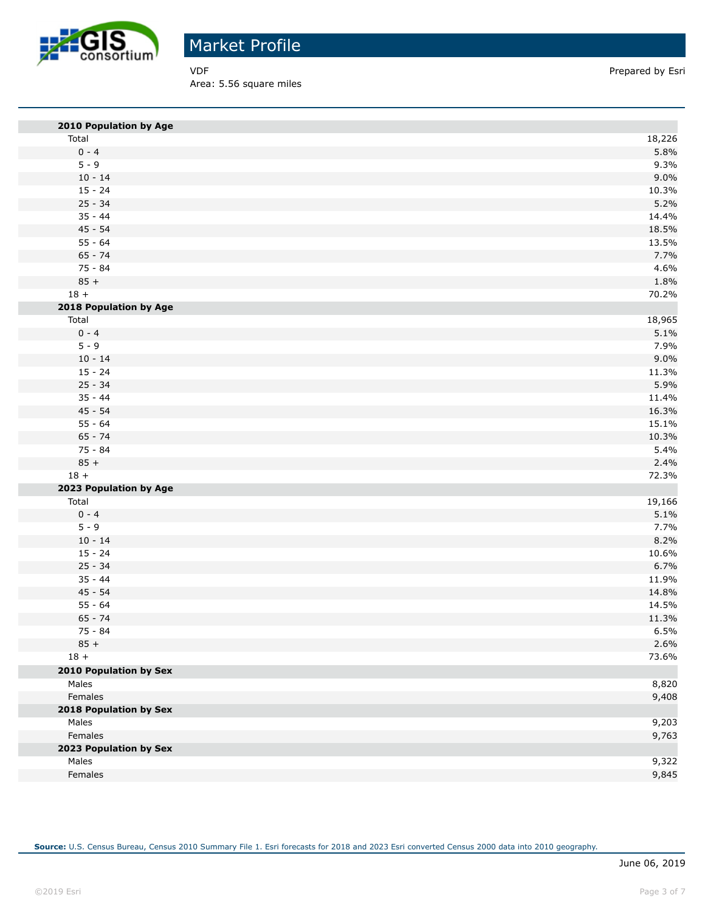# Market Profile

VDF
Area: 5.56 square miles

Prepared by Esri

| | |
|---|---|
| **2010 Population by Age** | |
| Total | 18,226 |
| 0 - 4 | 5.8% |
| 5 - 9 | 9.3% |
| 10 - 14 | 9.0% |
| 15 - 24 | 10.3% |
| 25 - 34 | 5.2% |
| 35 - 44 | 14.4% |
| 45 - 54 | 18.5% |
| 55 - 64 | 13.5% |
| 65 - 74 | 7.7% |
| 75 - 84 | 4.6% |
| 85 + | 1.8% |
| 18 + | 70.2% |
| **2018 Population by Age** | |
| Total | 18,965 |
| 0 - 4 | 5.1% |
| 5 - 9 | 7.9% |
| 10 - 14 | 9.0% |
| 15 - 24 | 11.3% |
| 25 - 34 | 5.9% |
| 35 - 44 | 11.4% |
| 45 - 54 | 16.3% |
| 55 - 64 | 15.1% |
| 65 - 74 | 10.3% |
| 75 - 84 | 5.4% |
| 85 + | 2.4% |
| 18 + | 72.3% |
| **2023 Population by Age** | |
| Total | 19,166 |
| 0 - 4 | 5.1% |
| 5 - 9 | 7.7% |
| 10 - 14 | 8.2% |
| 15 - 24 | 10.6% |
| 25 - 34 | 6.7% |
| 35 - 44 | 11.9% |
| 45 - 54 | 14.8% |
| 55 - 64 | 14.5% |
| 65 - 74 | 11.3% |
| 75 - 84 | 6.5% |
| 85 + | 2.6% |
| 18 + | 73.6% |
| **2010 Population by Sex** | |
| Males | 8,820 |
| Females | 9,408 |
| **2018 Population by Sex** | |
| Males | 9,203 |
| Females | 9,763 |
| **2023 Population by Sex** | |
| Males | 9,322 |
| Females | 9,845 |

**Source:** U.S. Census Bureau, Census 2010 Summary File 1. Esri forecasts for 2018 and 2023 Esri converted Census 2000 data into 2010 geography.

June 06, 2019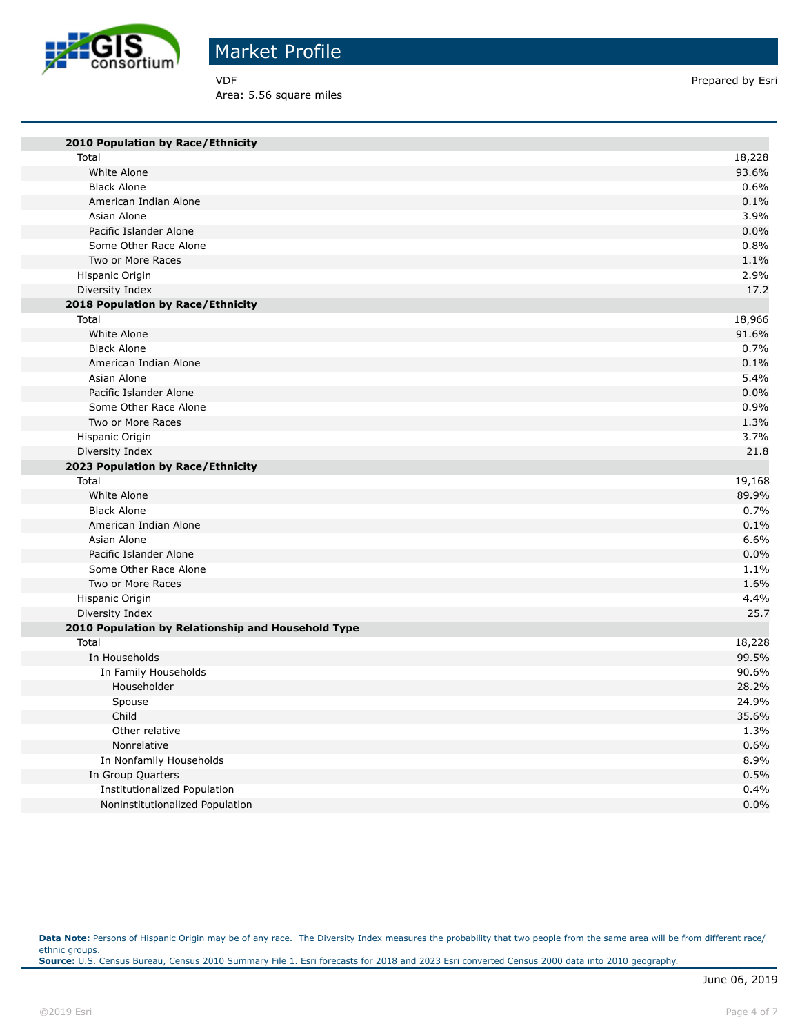# Market Profile

VDF
Area: 5.56 square miles

Prepared by Esri

| **2010 Population by Race/Ethnicity** | |
|---|---|
| Total | 18,228 |
| White Alone | 93.6% |
| Black Alone | 0.6% |
| American Indian Alone | 0.1% |
| Asian Alone | 3.9% |
| Pacific Islander Alone | 0.0% |
| Some Other Race Alone | 0.8% |
| Two or More Races | 1.1% |
| Hispanic Origin | 2.9% |
| Diversity Index | 17.2 |
| **2018 Population by Race/Ethnicity** | |
| Total | 18,966 |
| White Alone | 91.6% |
| Black Alone | 0.7% |
| American Indian Alone | 0.1% |
| Asian Alone | 5.4% |
| Pacific Islander Alone | 0.0% |
| Some Other Race Alone | 0.9% |
| Two or More Races | 1.3% |
| Hispanic Origin | 3.7% |
| Diversity Index | 21.8 |
| **2023 Population by Race/Ethnicity** | |
| Total | 19,168 |
| White Alone | 89.9% |
| Black Alone | 0.7% |
| American Indian Alone | 0.1% |
| Asian Alone | 6.6% |
| Pacific Islander Alone | 0.0% |
| Some Other Race Alone | 1.1% |
| Two or More Races | 1.6% |
| Hispanic Origin | 4.4% |
| Diversity Index | 25.7 |
| **2010 Population by Relationship and Household Type** | |
| Total | 18,228 |
| In Households | 99.5% |
| In Family Households | 90.6% |
| Householder | 28.2% |
| Spouse | 24.9% |
| Child | 35.6% |
| Other relative | 1.3% |
| Nonrelative | 0.6% |
| In Nonfamily Households | 8.9% |
| In Group Quarters | 0.5% |
| Institutionalized Population | 0.4% |
| Noninstitutionalized Population | 0.0% |

**Data Note:** Persons of Hispanic Origin may be of any race. The Diversity Index measures the probability that two people from the same area will be from different race/ethnic groups.
**Source:** U.S. Census Bureau, Census 2010 Summary File 1. Esri forecasts for 2018 and 2023 Esri converted Census 2000 data into 2010 geography.

June 06, 2019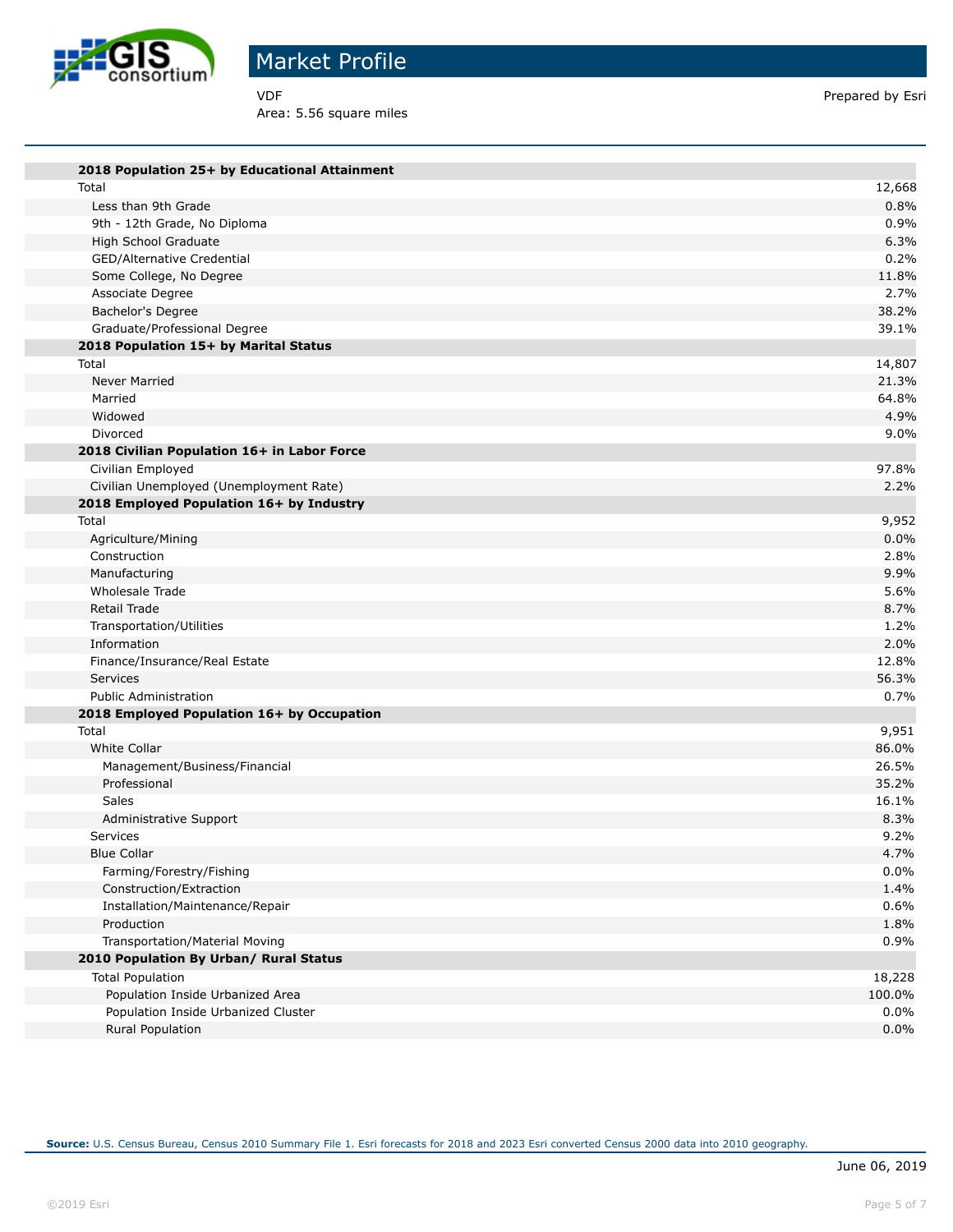# Market Profile

VDF
Area: 5.56 square miles

Prepared by Esri

| | |
|---|---|
| **2018 Population 25+ by Educational Attainment** | |
| Total | 12,668 |
| Less than 9th Grade | 0.8% |
| 9th - 12th Grade, No Diploma | 0.9% |
| High School Graduate | 6.3% |
| GED/Alternative Credential | 0.2% |
| Some College, No Degree | 11.8% |
| Associate Degree | 2.7% |
| Bachelor's Degree | 38.2% |
| Graduate/Professional Degree | 39.1% |
| **2018 Population 15+ by Marital Status** | |
| Total | 14,807 |
| Never Married | 21.3% |
| Married | 64.8% |
| Widowed | 4.9% |
| Divorced | 9.0% |
| **2018 Civilian Population 16+ in Labor Force** | |
| Civilian Employed | 97.8% |
| Civilian Unemployed (Unemployment Rate) | 2.2% |
| **2018 Employed Population 16+ by Industry** | |
| Total | 9,952 |
| Agriculture/Mining | 0.0% |
| Construction | 2.8% |
| Manufacturing | 9.9% |
| Wholesale Trade | 5.6% |
| Retail Trade | 8.7% |
| Transportation/Utilities | 1.2% |
| Information | 2.0% |
| Finance/Insurance/Real Estate | 12.8% |
| Services | 56.3% |
| Public Administration | 0.7% |
| **2018 Employed Population 16+ by Occupation** | |
| Total | 9,951 |
| White Collar | 86.0% |
| Management/Business/Financial | 26.5% |
| Professional | 35.2% |
| Sales | 16.1% |
| Administrative Support | 8.3% |
| Services | 9.2% |
| Blue Collar | 4.7% |
| Farming/Forestry/Fishing | 0.0% |
| Construction/Extraction | 1.4% |
| Installation/Maintenance/Repair | 0.6% |
| Production | 1.8% |
| Transportation/Material Moving | 0.9% |
| **2010 Population By Urban/ Rural Status** | |
| Total Population | 18,228 |
| Population Inside Urbanized Area | 100.0% |
| Population Inside Urbanized Cluster | 0.0% |
| Rural Population | 0.0% |

**Source:** U.S. Census Bureau, Census 2010 Summary File 1. Esri forecasts for 2018 and 2023 Esri converted Census 2000 data into 2010 geography.

June 06, 2019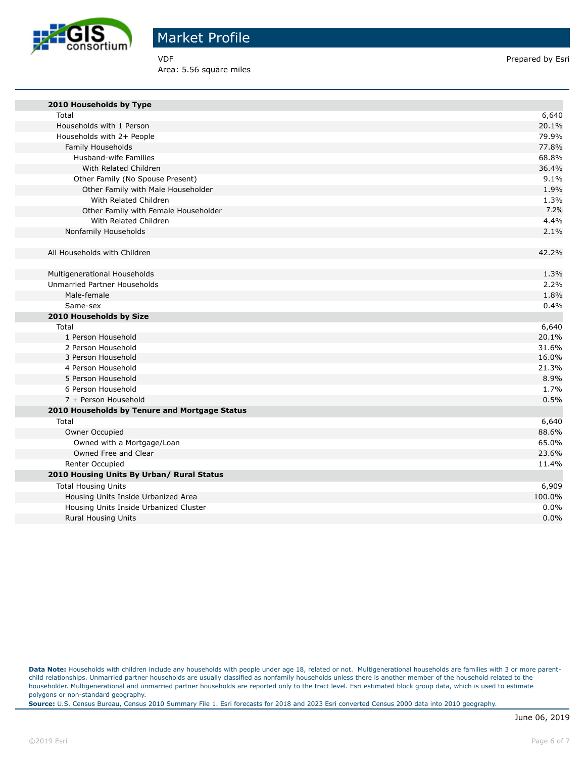# Market Profile

VDF
Area: 5.56 square miles

Prepared by Esri

| | |
|---|---|
| **2010 Households by Type** | |
| Total | 6,640 |
| Households with 1 Person | 20.1% |
| Households with 2+ People | 79.9% |
| Family Households | 77.8% |
| Husband-wife Families | 68.8% |
| With Related Children | 36.4% |
| Other Family (No Spouse Present) | 9.1% |
| Other Family with Male Householder | 1.9% |
| With Related Children | 1.3% |
| Other Family with Female Householder | 7.2% |
| With Related Children | 4.4% |
| Nonfamily Households | 2.1% |
| | |
| All Households with Children | 42.2% |
| | |
| Multigenerational Households | 1.3% |
| Unmarried Partner Households | 2.2% |
| Male-female | 1.8% |
| Same-sex | 0.4% |
| **2010 Households by Size** | |
| Total | 6,640 |
| 1 Person Household | 20.1% |
| 2 Person Household | 31.6% |
| 3 Person Household | 16.0% |
| 4 Person Household | 21.3% |
| 5 Person Household | 8.9% |
| 6 Person Household | 1.7% |
| 7 + Person Household | 0.5% |
| **2010 Households by Tenure and Mortgage Status** | |
| Total | 6,640 |
| Owner Occupied | 88.6% |
| Owned with a Mortgage/Loan | 65.0% |
| Owned Free and Clear | 23.6% |
| Renter Occupied | 11.4% |
| **2010 Housing Units By Urban/ Rural Status** | |
| Total Housing Units | 6,909 |
| Housing Units Inside Urbanized Area | 100.0% |
| Housing Units Inside Urbanized Cluster | 0.0% |
| Rural Housing Units | 0.0% |

**Data Note:** Households with children include any households with people under age 18, related or not. Multigenerational households are families with 3 or more parent-child relationships. Unmarried partner households are usually classified as nonfamily households unless there is another member of the household related to the householder. Multigenerational and unmarried partner households are reported only to the tract level. Esri estimated block group data, which is used to estimate polygons or non-standard geography.

**Source:** U.S. Census Bureau, Census 2010 Summary File 1. Esri forecasts for 2018 and 2023 Esri converted Census 2000 data into 2010 geography.

June 06, 2019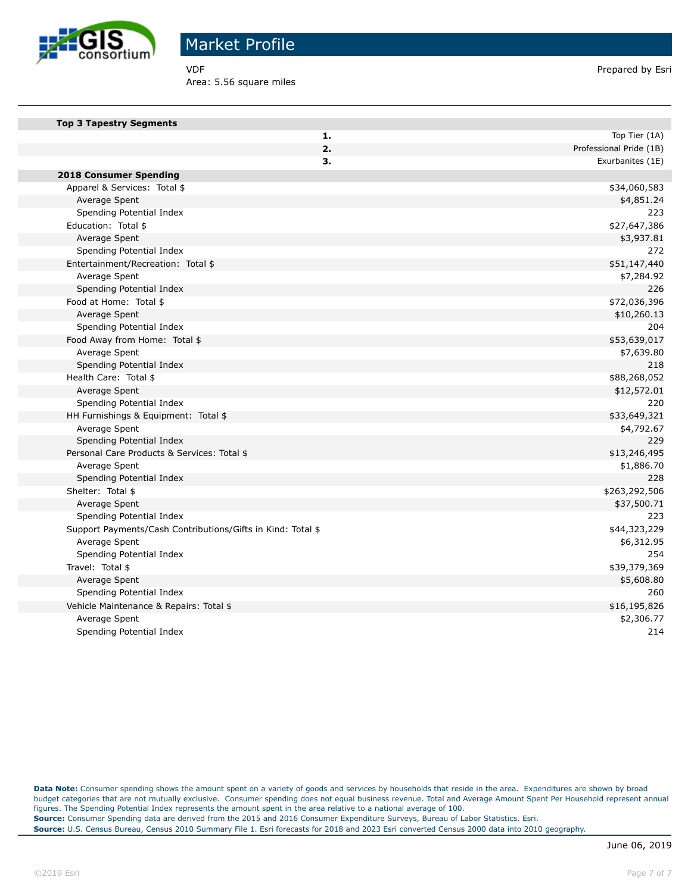# Market Profile

VDF
Area: 5.56 square miles

Prepared by Esri

| | |
|---|---|
| **Top 3 Tapestry Segments** | |
| 1. | Top Tier (1A) |
| 2. | Professional Pride (1B) |
| 3. | Exurbanites (1E) |
| **2018 Consumer Spending** | |
| Apparel & Services: Total $ | $34,060,583 |
| Average Spent | $4,851.24 |
| Spending Potential Index | 223 |
| Education: Total $ | $27,647,386 |
| Average Spent | $3,937.81 |
| Spending Potential Index | 272 |
| Entertainment/Recreation: Total $ | $51,147,440 |
| Average Spent | $7,284.92 |
| Spending Potential Index | 226 |
| Food at Home: Total $ | $72,036,396 |
| Average Spent | $10,260.13 |
| Spending Potential Index | 204 |
| Food Away from Home: Total $ | $53,639,017 |
| Average Spent | $7,639.80 |
| Spending Potential Index | 218 |
| Health Care: Total $ | $88,268,052 |
| Average Spent | $12,572.01 |
| Spending Potential Index | 220 |
| HH Furnishings & Equipment: Total $ | $33,649,321 |
| Average Spent | $4,792.67 |
| Spending Potential Index | 229 |
| Personal Care Products & Services: Total $ | $13,246,495 |
| Average Spent | $1,886.70 |
| Spending Potential Index | 228 |
| Shelter: Total $ | $263,292,506 |
| Average Spent | $37,500.71 |
| Spending Potential Index | 223 |
| Support Payments/Cash Contributions/Gifts in Kind: Total $ | $44,323,229 |
| Average Spent | $6,312.95 |
| Spending Potential Index | 254 |
| Travel: Total $ | $39,379,369 |
| Average Spent | $5,608.80 |
| Spending Potential Index | 260 |
| Vehicle Maintenance & Repairs: Total $ | $16,195,826 |
| Average Spent | $2,306.77 |
| Spending Potential Index | 214 |

**Data Note:** Consumer spending shows the amount spent on a variety of goods and services by households that reside in the area. Expenditures are shown by broad budget categories that are not mutually exclusive. Consumer spending does not equal business revenue. Total and Average Amount Spent Per Household represent annual figures. The Spending Potential Index represents the amount spent in the area relative to a national average of 100.
**Source:** Consumer Spending data are derived from the 2015 and 2016 Consumer Expenditure Surveys, Bureau of Labor Statistics. Esri.
**Source:** U.S. Census Bureau, Census 2010 Summary File 1. Esri forecasts for 2018 and 2023 Esri converted Census 2000 data into 2010 geography.

June 06, 2019

©2019 Esri